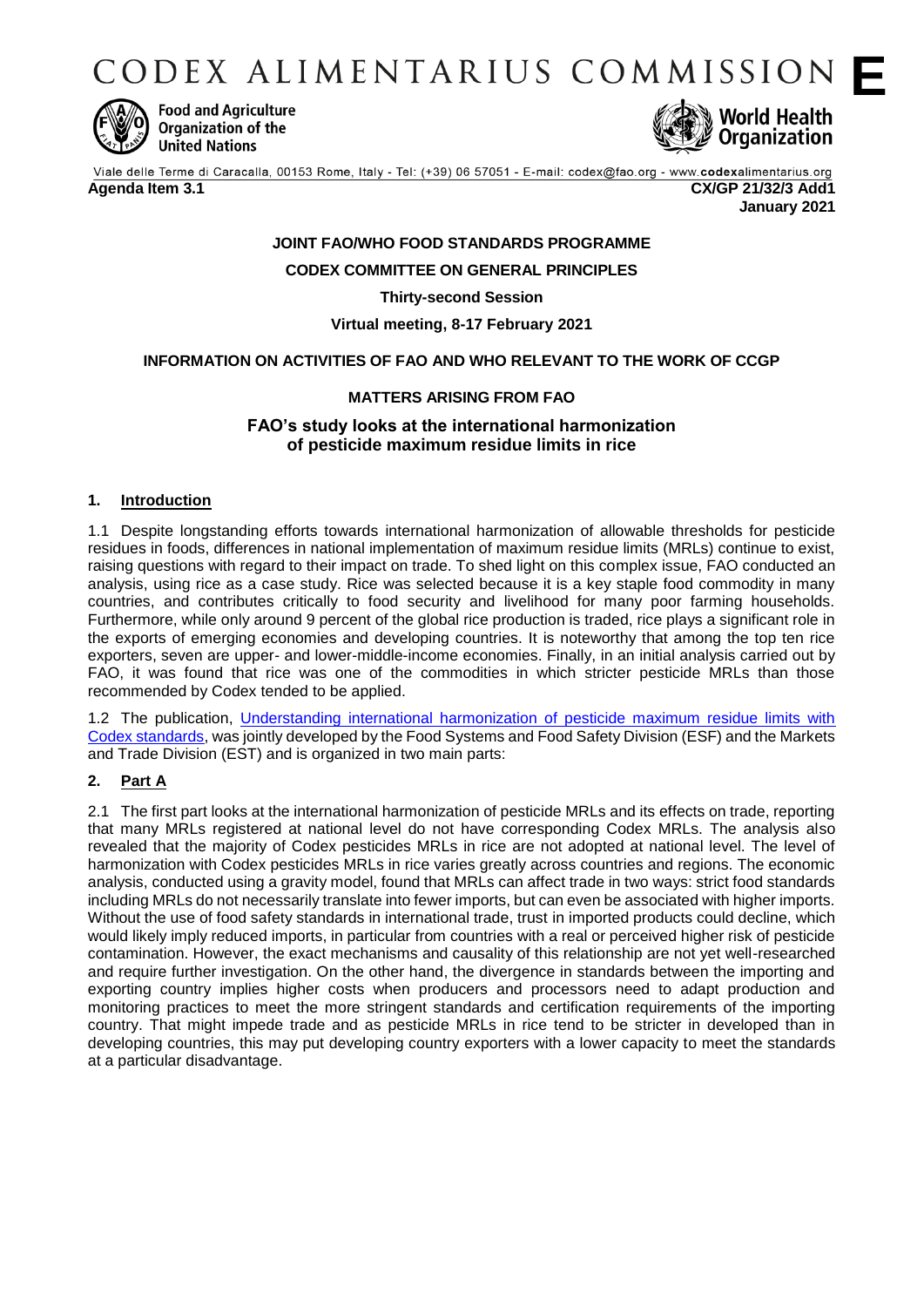# CODEX ALIMENTARIUS COMMISSION **E**

Food and Agriculture Organization of the United Nations

World Health Organization

Viale delle Terme di Caracalla, 00153 Rome, Italy - Tel: (+39) 06 57051 - E-mail: codex@fao.org - www.codexalimentarius.org

**Agenda Item 3.1** **CX/GP 21/32/3 Add1**

**January 2021**

**JOINT FAO/WHO FOOD STANDARDS PROGRAMME**

**CODEX COMMITTEE ON GENERAL PRINCIPLES**

**Thirty-second Session**

**Virtual meeting, 8-17 February 2021**

**INFORMATION ON ACTIVITIES OF FAO AND WHO RELEVANT TO THE WORK OF CCGP**

**MATTERS ARISING FROM FAO**

## FAO's study looks at the international harmonization of pesticide maximum residue limits in rice

### 1. Introduction

1.1 Despite longstanding efforts towards international harmonization of allowable thresholds for pesticide residues in foods, differences in national implementation of maximum residue limits (MRLs) continue to exist, raising questions with regard to their impact on trade. To shed light on this complex issue, FAO conducted an analysis, using rice as a case study. Rice was selected because it is a key staple food commodity in many countries, and contributes critically to food security and livelihood for many poor farming households. Furthermore, while only around 9 percent of the global rice production is traded, rice plays a significant role in the exports of emerging economies and developing countries. It is noteworthy that among the top ten rice exporters, seven are upper- and lower-middle-income economies. Finally, in an initial analysis carried out by FAO, it was found that rice was one of the commodities in which stricter pesticide MRLs than those recommended by Codex tended to be applied.

1.2 The publication, Understanding international harmonization of pesticide maximum residue limits with Codex standards, was jointly developed by the Food Systems and Food Safety Division (ESF) and the Markets and Trade Division (EST) and is organized in two main parts:

### 2. Part A

2.1 The first part looks at the international harmonization of pesticide MRLs and its effects on trade, reporting that many MRLs registered at national level do not have corresponding Codex MRLs. The analysis also revealed that the majority of Codex pesticides MRLs in rice are not adopted at national level. The level of harmonization with Codex pesticides MRLs in rice varies greatly across countries and regions. The economic analysis, conducted using a gravity model, found that MRLs can affect trade in two ways: strict food standards including MRLs do not necessarily translate into fewer imports, but can even be associated with higher imports. Without the use of food safety standards in international trade, trust in imported products could decline, which would likely imply reduced imports, in particular from countries with a real or perceived higher risk of pesticide contamination. However, the exact mechanisms and causality of this relationship are not yet well-researched and require further investigation. On the other hand, the divergence in standards between the importing and exporting country implies higher costs when producers and processors need to adapt production and monitoring practices to meet the more stringent standards and certification requirements of the importing country. That might impede trade and as pesticide MRLs in rice tend to be stricter in developed than in developing countries, this may put developing country exporters with a lower capacity to meet the standards at a particular disadvantage.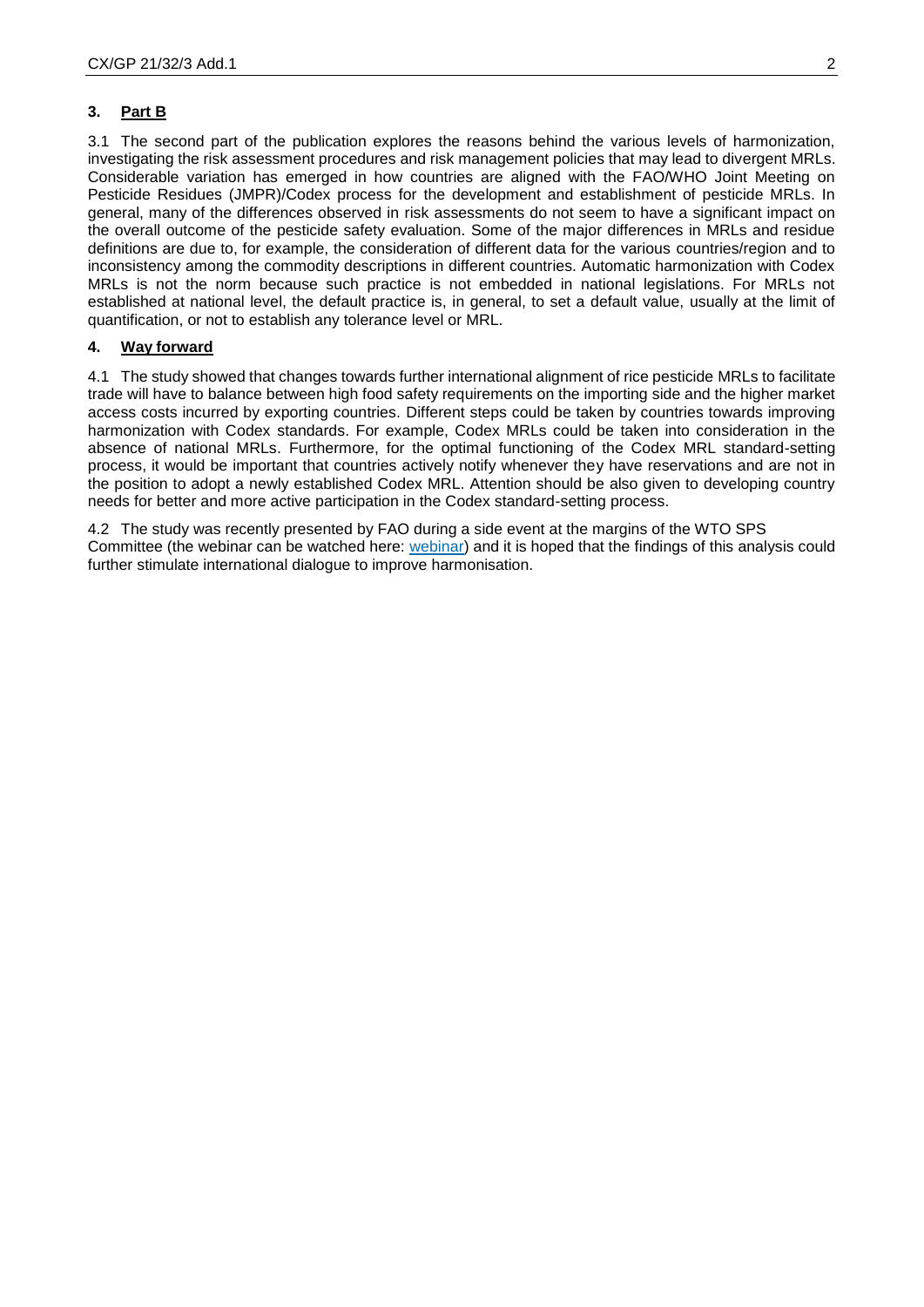## 3. **Part B**

3.1 The second part of the publication explores the reasons behind the various levels of harmonization, investigating the risk assessment procedures and risk management policies that may lead to divergent MRLs. Considerable variation has emerged in how countries are aligned with the FAO/WHO Joint Meeting on Pesticide Residues (JMPR)/Codex process for the development and establishment of pesticide MRLs. In general, many of the differences observed in risk assessments do not seem to have a significant impact on the overall outcome of the pesticide safety evaluation. Some of the major differences in MRLs and residue definitions are due to, for example, the consideration of different data for the various countries/region and to inconsistency among the commodity descriptions in different countries. Automatic harmonization with Codex MRLs is not the norm because such practice is not embedded in national legislations. For MRLs not established at national level, the default practice is, in general, to set a default value, usually at the limit of quantification, or not to establish any tolerance level or MRL.

## 4. **Way forward**

4.1 The study showed that changes towards further international alignment of rice pesticide MRLs to facilitate trade will have to balance between high food safety requirements on the importing side and the higher market access costs incurred by exporting countries. Different steps could be taken by countries towards improving harmonization with Codex standards. For example, Codex MRLs could be taken into consideration in the absence of national MRLs. Furthermore, for the optimal functioning of the Codex MRL standard-setting process, it would be important that countries actively notify whenever they have reservations and are not in the position to adopt a newly established Codex MRL. Attention should be also given to developing country needs for better and more active participation in the Codex standard-setting process.

4.2 The study was recently presented by FAO during a side event at the margins of the WTO SPS Committee (the webinar can be watched here: webinar) and it is hoped that the findings of this analysis could further stimulate international dialogue to improve harmonisation.